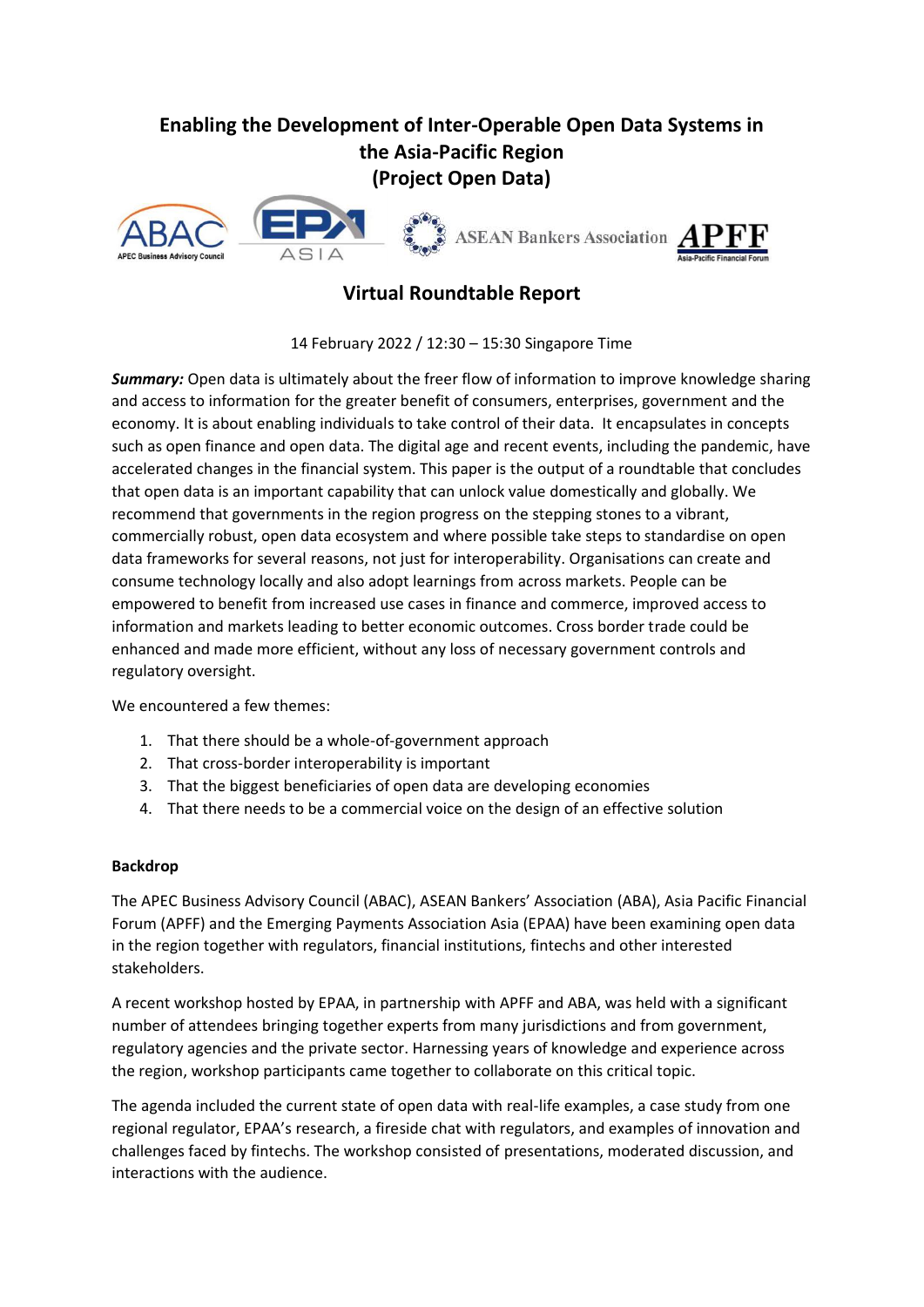# Enabling the Development of Inter-Operable Open Data Systems in the Asia-Pacific Region (Project Open Data)

## Virtual Roundtable Report

14 February 2022 / 12:30 – 15:30 Singapore Time

***Summary:*** Open data is ultimately about the freer flow of information to improve knowledge sharing and access to information for the greater benefit of consumers, enterprises, government and the economy. It is about enabling individuals to take control of their data. It encapsulates in concepts such as open finance and open data. The digital age and recent events, including the pandemic, have accelerated changes in the financial system. This paper is the output of a roundtable that concludes that open data is an important capability that can unlock value domestically and globally. We recommend that governments in the region progress on the stepping stones to a vibrant, commercially robust, open data ecosystem and where possible take steps to standardise on open data frameworks for several reasons, not just for interoperability. Organisations can create and consume technology locally and also adopt learnings from across markets. People can be empowered to benefit from increased use cases in finance and commerce, improved access to information and markets leading to better economic outcomes. Cross border trade could be enhanced and made more efficient, without any loss of necessary government controls and regulatory oversight.

We encountered a few themes:

1. That there should be a whole-of-government approach
2. That cross-border interoperability is important
3. That the biggest beneficiaries of open data are developing economies
4. That there needs to be a commercial voice on the design of an effective solution

**Backdrop**

The APEC Business Advisory Council (ABAC), ASEAN Bankers' Association (ABA), Asia Pacific Financial Forum (APFF) and the Emerging Payments Association Asia (EPAA) have been examining open data in the region together with regulators, financial institutions, fintechs and other interested stakeholders.

A recent workshop hosted by EPAA, in partnership with APFF and ABA, was held with a significant number of attendees bringing together experts from many jurisdictions and from government, regulatory agencies and the private sector. Harnessing years of knowledge and experience across the region, workshop participants came together to collaborate on this critical topic.

The agenda included the current state of open data with real-life examples, a case study from one regional regulator, EPAA's research, a fireside chat with regulators, and examples of innovation and challenges faced by fintechs. The workshop consisted of presentations, moderated discussion, and interactions with the audience.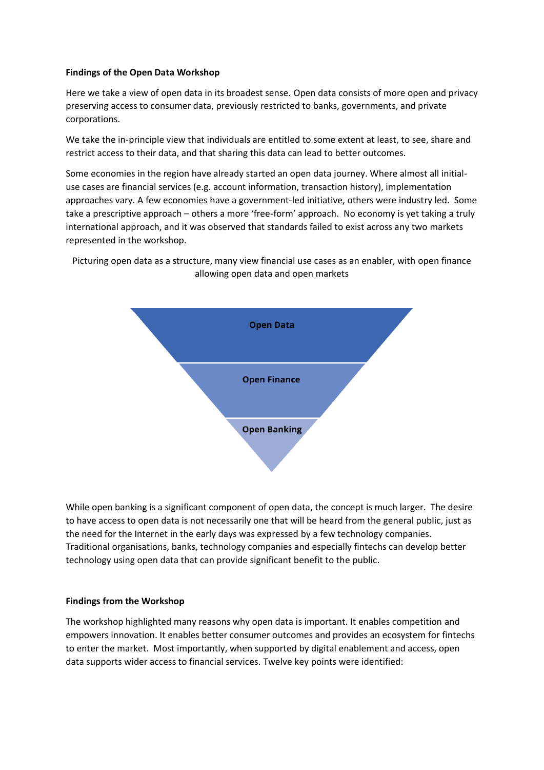**Findings of the Open Data Workshop**

Here we take a view of open data in its broadest sense. Open data consists of more open and privacy preserving access to consumer data, previously restricted to banks, governments, and private corporations.

We take the in-principle view that individuals are entitled to some extent at least, to see, share and restrict access to their data, and that sharing this data can lead to better outcomes.

Some economies in the region have already started an open data journey. Where almost all initial-use cases are financial services (e.g. account information, transaction history), implementation approaches vary. A few economies have a government-led initiative, others were industry led. Some take a prescriptive approach – others a more 'free-form' approach. No economy is yet taking a truly international approach, and it was observed that standards failed to exist across any two markets represented in the workshop.

Picturing open data as a structure, many view financial use cases as an enabler, with open finance allowing open data and open markets

**Open Data**

**Open Finance**

**Open Banking**

While open banking is a significant component of open data, the concept is much larger. The desire to have access to open data is not necessarily one that will be heard from the general public, just as the need for the Internet in the early days was expressed by a few technology companies. Traditional organisations, banks, technology companies and especially fintechs can develop better technology using open data that can provide significant benefit to the public.

**Findings from the Workshop**

The workshop highlighted many reasons why open data is important. It enables competition and empowers innovation. It enables better consumer outcomes and provides an ecosystem for fintechs to enter the market. Most importantly, when supported by digital enablement and access, open data supports wider access to financial services. Twelve key points were identified: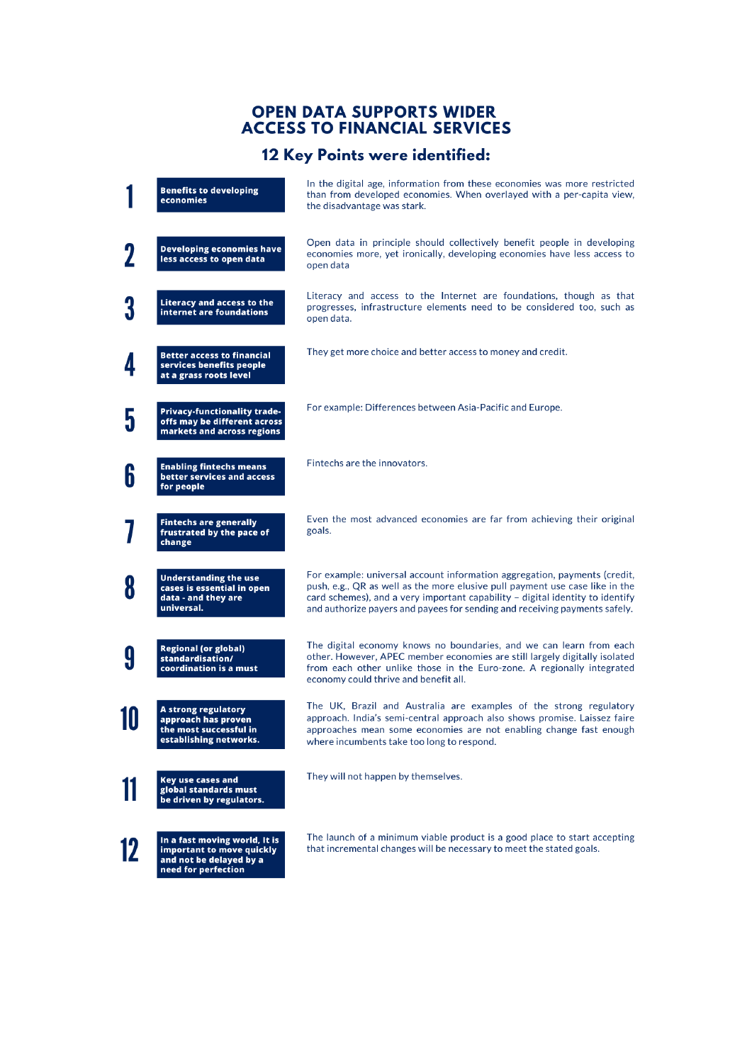# OPEN DATA SUPPORTS WIDER ACCESS TO FINANCIAL SERVICES

## 12 Key Points were identified:

| | Key Point | Description |
|---|---|---|
| 1 | **Benefits to developing economies** | In the digital age, information from these economies was more restricted than from developed economies. When overlayed with a per-capita view, the disadvantage was stark. |
| 2 | **Developing economies have less access to open data** | Open data in principle should collectively benefit people in developing economies more, yet ironically, developing economies have less access to open data |
| 3 | **Literacy and access to the internet are foundations** | Literacy and access to the Internet are foundations, though as that progresses, infrastructure elements need to be considered too, such as open data. |
| 4 | **Better access to financial services benefits people at a grass roots level** | They get more choice and better access to money and credit. |
| 5 | **Privacy-functionality trade-offs may be different across markets and across regions** | For example: Differences between Asia-Pacific and Europe. |
| 6 | **Enabling fintechs means better services and access for people** | Fintechs are the innovators. |
| 7 | **Fintechs are generally frustrated by the pace of change** | Even the most advanced economies are far from achieving their original goals. |
| 8 | **Understanding the use cases is essential in open data - and they are universal.** | For example: universal account information aggregation, payments (credit, push, e.g., QR as well as the more elusive pull payment use case like in the card schemes), and a very important capability – digital identity to identify and authorize payers and payees for sending and receiving payments safely. |
| 9 | **Regional (or global) standardisation/ coordination is a must** | The digital economy knows no boundaries, and we can learn from each other. However, APEC member economies are still largely digitally isolated from each other unlike those in the Euro-zone. A regionally integrated economy could thrive and benefit all. |
| 10 | **A strong regulatory approach has proven the most successful in establishing networks.** | The UK, Brazil and Australia are examples of the strong regulatory approach. India's semi-central approach also shows promise. Laissez faire approaches mean some economies are not enabling change fast enough where incumbents take too long to respond. |
| 11 | **Key use cases and global standards must be driven by regulators.** | They will not happen by themselves. |
| 12 | **In a fast moving world, It is important to move quickly and not be delayed by a need for perfection** | The launch of a minimum viable product is a good place to start accepting that incremental changes will be necessary to meet the stated goals. |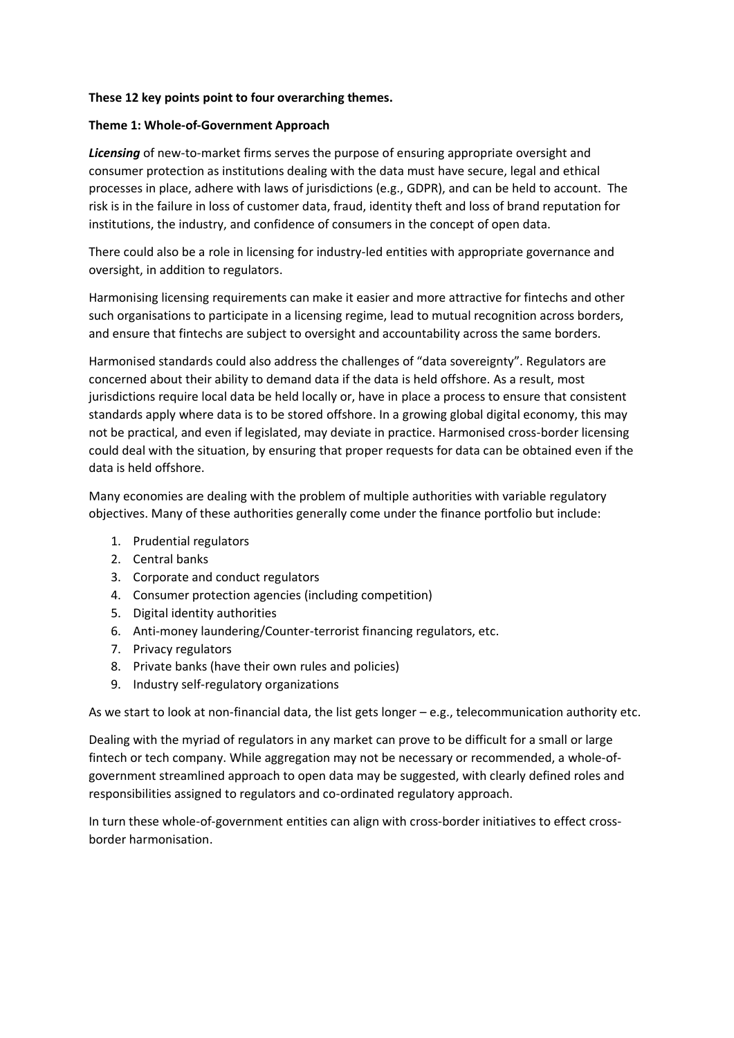**These 12 key points point to four overarching themes.**

**Theme 1: Whole-of-Government Approach**

***Licensing*** of new-to-market firms serves the purpose of ensuring appropriate oversight and consumer protection as institutions dealing with the data must have secure, legal and ethical processes in place, adhere with laws of jurisdictions (e.g., GDPR), and can be held to account. The risk is in the failure in loss of customer data, fraud, identity theft and loss of brand reputation for institutions, the industry, and confidence of consumers in the concept of open data.

There could also be a role in licensing for industry-led entities with appropriate governance and oversight, in addition to regulators.

Harmonising licensing requirements can make it easier and more attractive for fintechs and other such organisations to participate in a licensing regime, lead to mutual recognition across borders, and ensure that fintechs are subject to oversight and accountability across the same borders.

Harmonised standards could also address the challenges of "data sovereignty". Regulators are concerned about their ability to demand data if the data is held offshore. As a result, most jurisdictions require local data be held locally or, have in place a process to ensure that consistent standards apply where data is to be stored offshore. In a growing global digital economy, this may not be practical, and even if legislated, may deviate in practice. Harmonised cross-border licensing could deal with the situation, by ensuring that proper requests for data can be obtained even if the data is held offshore.

Many economies are dealing with the problem of multiple authorities with variable regulatory objectives. Many of these authorities generally come under the finance portfolio but include:

1. Prudential regulators
2. Central banks
3. Corporate and conduct regulators
4. Consumer protection agencies (including competition)
5. Digital identity authorities
6. Anti-money laundering/Counter-terrorist financing regulators, etc.
7. Privacy regulators
8. Private banks (have their own rules and policies)
9. Industry self-regulatory organizations

As we start to look at non-financial data, the list gets longer – e.g., telecommunication authority etc.

Dealing with the myriad of regulators in any market can prove to be difficult for a small or large fintech or tech company. While aggregation may not be necessary or recommended, a whole-of-government streamlined approach to open data may be suggested, with clearly defined roles and responsibilities assigned to regulators and co-ordinated regulatory approach.

In turn these whole-of-government entities can align with cross-border initiatives to effect cross-border harmonisation.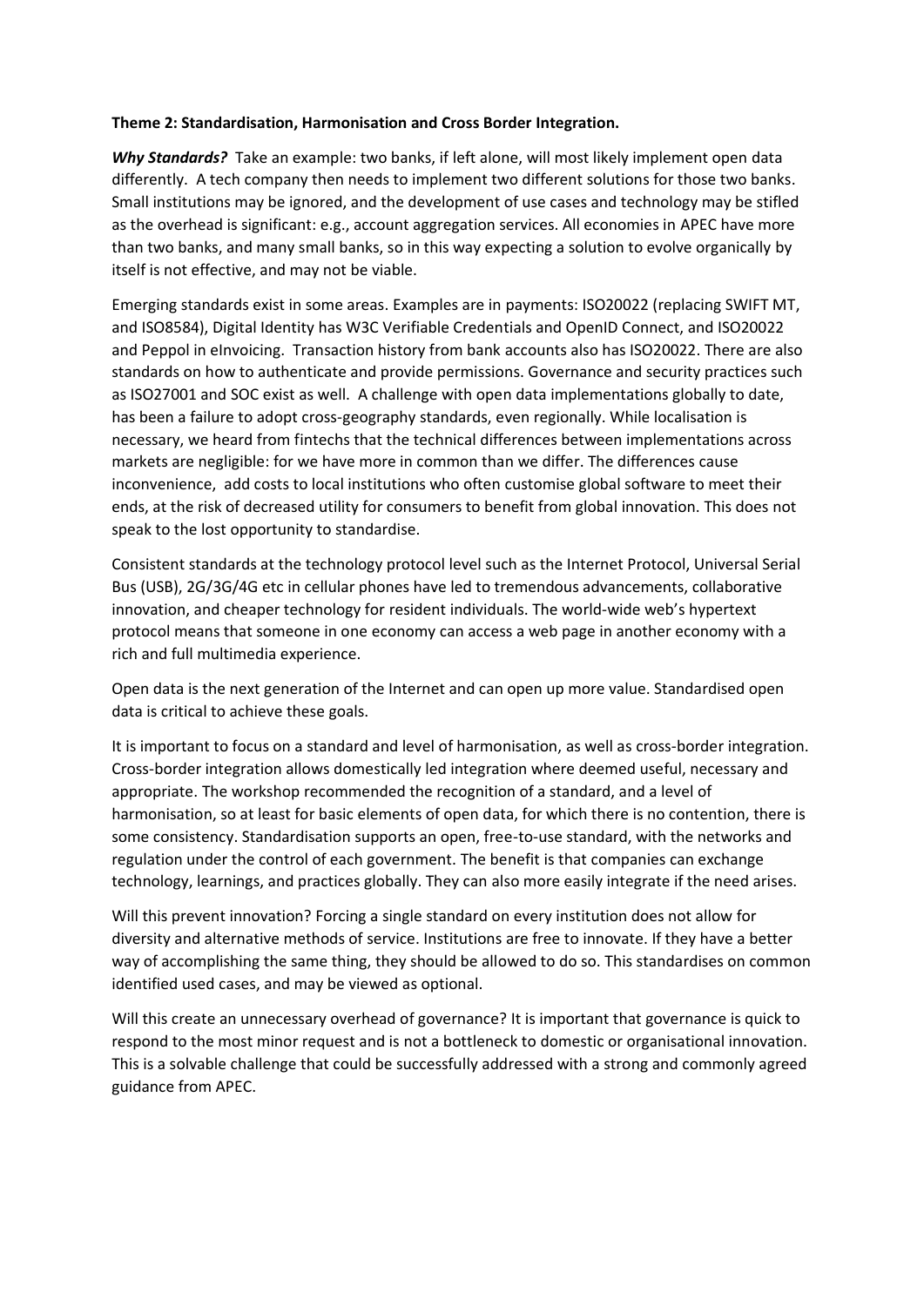**Theme 2: Standardisation, Harmonisation and Cross Border Integration.**

***Why Standards?*** Take an example: two banks, if left alone, will most likely implement open data differently. A tech company then needs to implement two different solutions for those two banks. Small institutions may be ignored, and the development of use cases and technology may be stifled as the overhead is significant: e.g., account aggregation services. All economies in APEC have more than two banks, and many small banks, so in this way expecting a solution to evolve organically by itself is not effective, and may not be viable.

Emerging standards exist in some areas. Examples are in payments: ISO20022 (replacing SWIFT MT, and ISO8584), Digital Identity has W3C Verifiable Credentials and OpenID Connect, and ISO20022 and Peppol in eInvoicing. Transaction history from bank accounts also has ISO20022. There are also standards on how to authenticate and provide permissions. Governance and security practices such as ISO27001 and SOC exist as well. A challenge with open data implementations globally to date, has been a failure to adopt cross-geography standards, even regionally. While localisation is necessary, we heard from fintechs that the technical differences between implementations across markets are negligible: for we have more in common than we differ. The differences cause inconvenience, add costs to local institutions who often customise global software to meet their ends, at the risk of decreased utility for consumers to benefit from global innovation. This does not speak to the lost opportunity to standardise.

Consistent standards at the technology protocol level such as the Internet Protocol, Universal Serial Bus (USB), 2G/3G/4G etc in cellular phones have led to tremendous advancements, collaborative innovation, and cheaper technology for resident individuals. The world-wide web's hypertext protocol means that someone in one economy can access a web page in another economy with a rich and full multimedia experience.

Open data is the next generation of the Internet and can open up more value. Standardised open data is critical to achieve these goals.

It is important to focus on a standard and level of harmonisation, as well as cross-border integration. Cross-border integration allows domestically led integration where deemed useful, necessary and appropriate. The workshop recommended the recognition of a standard, and a level of harmonisation, so at least for basic elements of open data, for which there is no contention, there is some consistency. Standardisation supports an open, free-to-use standard, with the networks and regulation under the control of each government. The benefit is that companies can exchange technology, learnings, and practices globally. They can also more easily integrate if the need arises.

Will this prevent innovation? Forcing a single standard on every institution does not allow for diversity and alternative methods of service. Institutions are free to innovate. If they have a better way of accomplishing the same thing, they should be allowed to do so. This standardises on common identified used cases, and may be viewed as optional.

Will this create an unnecessary overhead of governance? It is important that governance is quick to respond to the most minor request and is not a bottleneck to domestic or organisational innovation. This is a solvable challenge that could be successfully addressed with a strong and commonly agreed guidance from APEC.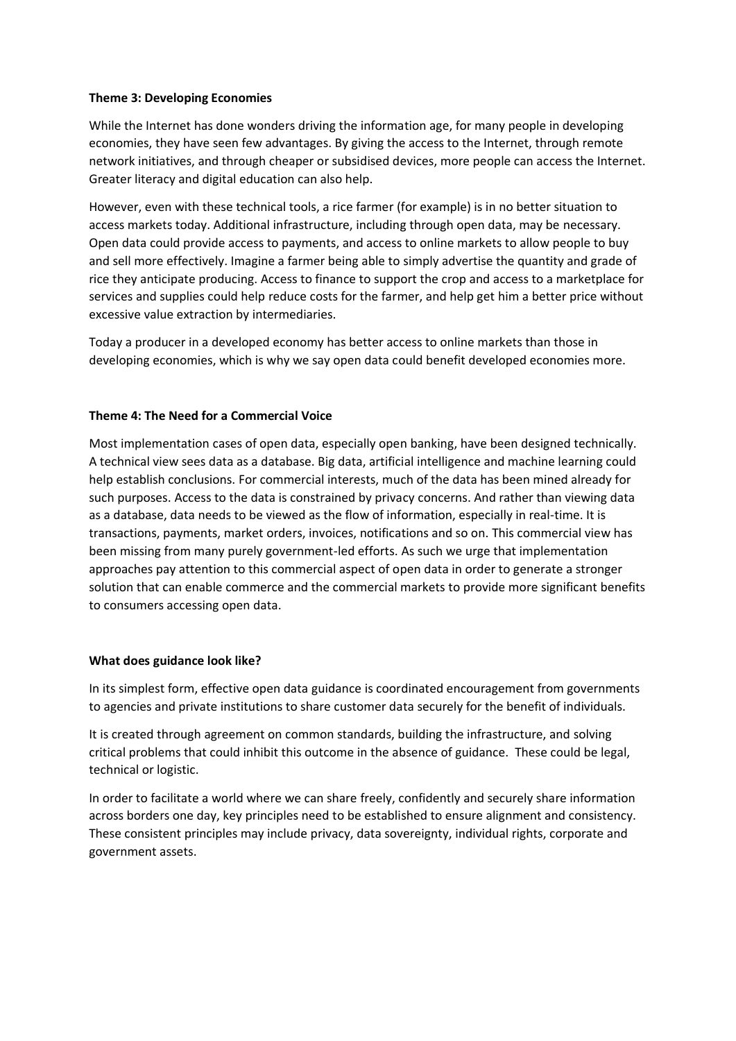**Theme 3: Developing Economies**

While the Internet has done wonders driving the information age, for many people in developing economies, they have seen few advantages. By giving the access to the Internet, through remote network initiatives, and through cheaper or subsidised devices, more people can access the Internet. Greater literacy and digital education can also help.

However, even with these technical tools, a rice farmer (for example) is in no better situation to access markets today. Additional infrastructure, including through open data, may be necessary. Open data could provide access to payments, and access to online markets to allow people to buy and sell more effectively. Imagine a farmer being able to simply advertise the quantity and grade of rice they anticipate producing. Access to finance to support the crop and access to a marketplace for services and supplies could help reduce costs for the farmer, and help get him a better price without excessive value extraction by intermediaries.

Today a producer in a developed economy has better access to online markets than those in developing economies, which is why we say open data could benefit developed economies more.

**Theme 4: The Need for a Commercial Voice**

Most implementation cases of open data, especially open banking, have been designed technically. A technical view sees data as a database. Big data, artificial intelligence and machine learning could help establish conclusions. For commercial interests, much of the data has been mined already for such purposes. Access to the data is constrained by privacy concerns. And rather than viewing data as a database, data needs to be viewed as the flow of information, especially in real-time. It is transactions, payments, market orders, invoices, notifications and so on. This commercial view has been missing from many purely government-led efforts. As such we urge that implementation approaches pay attention to this commercial aspect of open data in order to generate a stronger solution that can enable commerce and the commercial markets to provide more significant benefits to consumers accessing open data.

**What does guidance look like?**

In its simplest form, effective open data guidance is coordinated encouragement from governments to agencies and private institutions to share customer data securely for the benefit of individuals.

It is created through agreement on common standards, building the infrastructure, and solving critical problems that could inhibit this outcome in the absence of guidance. These could be legal, technical or logistic.

In order to facilitate a world where we can share freely, confidently and securely share information across borders one day, key principles need to be established to ensure alignment and consistency. These consistent principles may include privacy, data sovereignty, individual rights, corporate and government assets.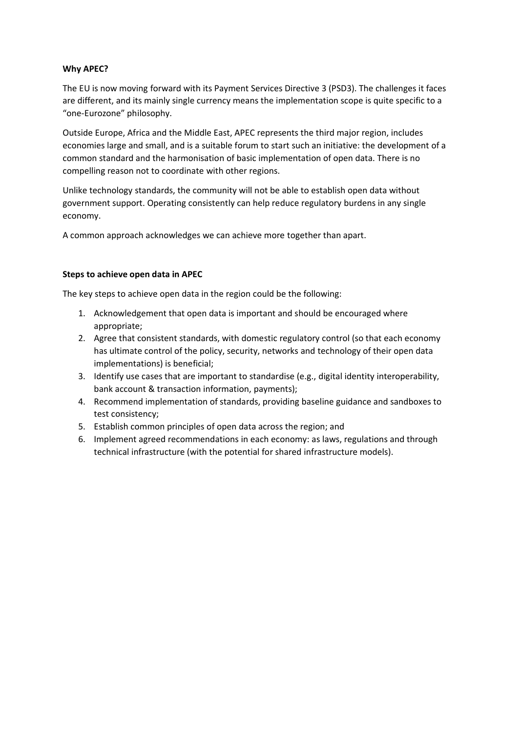**Why APEC?**

The EU is now moving forward with its Payment Services Directive 3 (PSD3). The challenges it faces are different, and its mainly single currency means the implementation scope is quite specific to a "one-Eurozone" philosophy.

Outside Europe, Africa and the Middle East, APEC represents the third major region, includes economies large and small, and is a suitable forum to start such an initiative: the development of a common standard and the harmonisation of basic implementation of open data. There is no compelling reason not to coordinate with other regions.

Unlike technology standards, the community will not be able to establish open data without government support. Operating consistently can help reduce regulatory burdens in any single economy.

A common approach acknowledges we can achieve more together than apart.

**Steps to achieve open data in APEC**

The key steps to achieve open data in the region could be the following:

1. Acknowledgement that open data is important and should be encouraged where appropriate;
2. Agree that consistent standards, with domestic regulatory control (so that each economy has ultimate control of the policy, security, networks and technology of their open data implementations) is beneficial;
3. Identify use cases that are important to standardise (e.g., digital identity interoperability, bank account & transaction information, payments);
4. Recommend implementation of standards, providing baseline guidance and sandboxes to test consistency;
5. Establish common principles of open data across the region; and
6. Implement agreed recommendations in each economy: as laws, regulations and through technical infrastructure (with the potential for shared infrastructure models).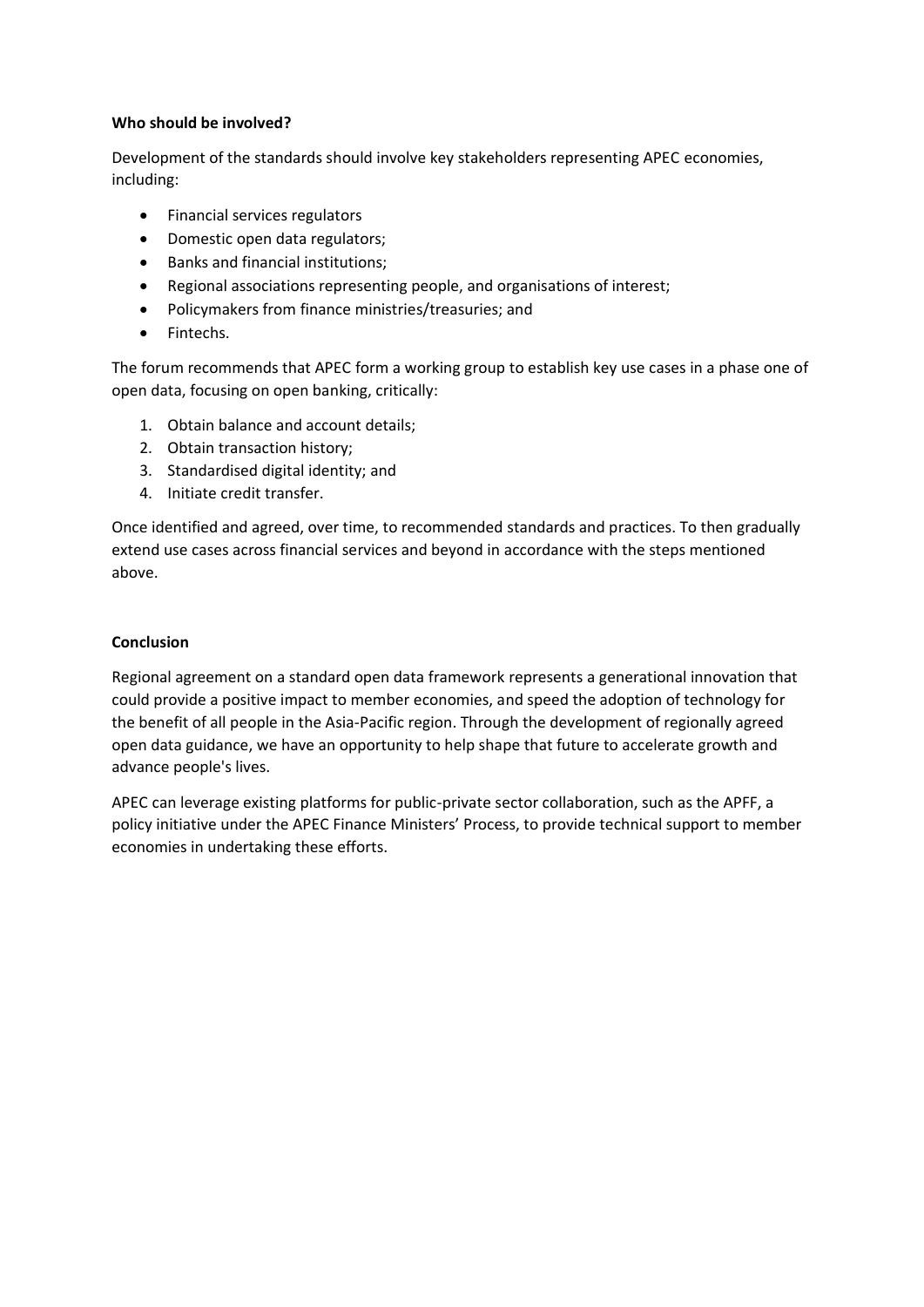**Who should be involved?**

Development of the standards should involve key stakeholders representing APEC economies, including:

- Financial services regulators
- Domestic open data regulators;
- Banks and financial institutions;
- Regional associations representing people, and organisations of interest;
- Policymakers from finance ministries/treasuries; and
- Fintechs.

The forum recommends that APEC form a working group to establish key use cases in a phase one of open data, focusing on open banking, critically:

1. Obtain balance and account details;
2. Obtain transaction history;
3. Standardised digital identity; and
4. Initiate credit transfer.

Once identified and agreed, over time, to recommended standards and practices. To then gradually extend use cases across financial services and beyond in accordance with the steps mentioned above.

**Conclusion**

Regional agreement on a standard open data framework represents a generational innovation that could provide a positive impact to member economies, and speed the adoption of technology for the benefit of all people in the Asia-Pacific region. Through the development of regionally agreed open data guidance, we have an opportunity to help shape that future to accelerate growth and advance people's lives.

APEC can leverage existing platforms for public-private sector collaboration, such as the APFF, a policy initiative under the APEC Finance Ministers' Process, to provide technical support to member economies in undertaking these efforts.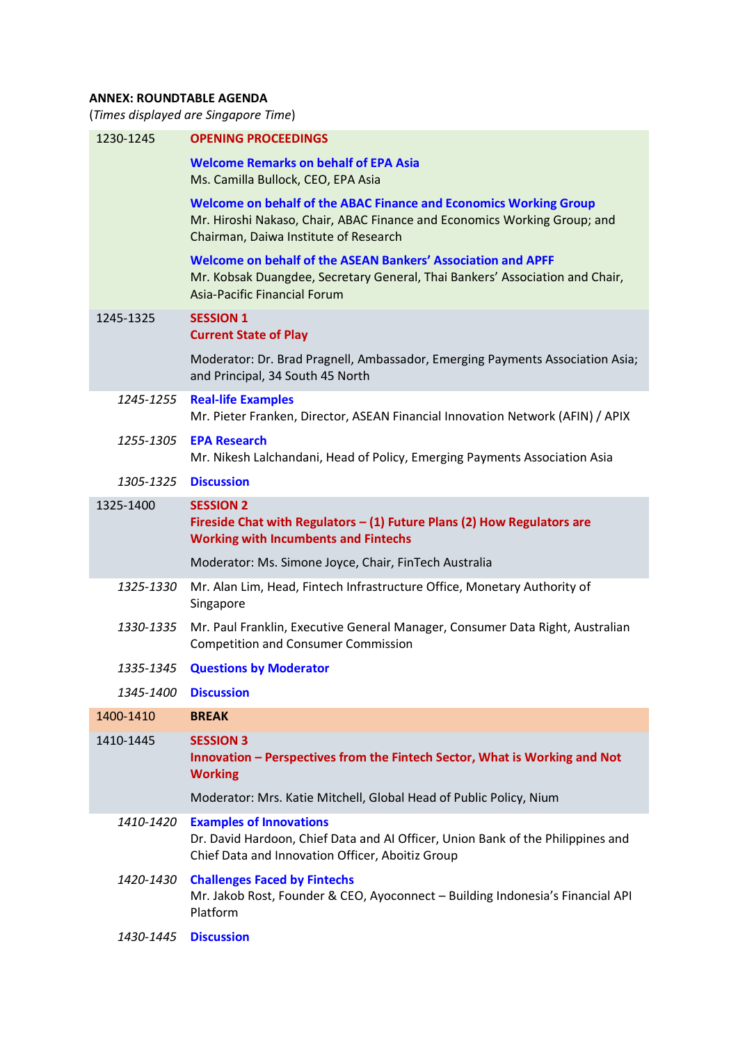**ANNEX: ROUNDTABLE AGENDA**

(*Times displayed are Singapore Time*)

| Time | Agenda |
| --- | --- |
| 1230-1245 | **OPENING PROCEEDINGS** |
| | **Welcome Remarks on behalf of EPA Asia**<br>Ms. Camilla Bullock, CEO, EPA Asia |
| | **Welcome on behalf of the ABAC Finance and Economics Working Group**<br>Mr. Hiroshi Nakaso, Chair, ABAC Finance and Economics Working Group; and Chairman, Daiwa Institute of Research |
| | **Welcome on behalf of the ASEAN Bankers' Association and APFF**<br>Mr. Kobsak Duangdee, Secretary General, Thai Bankers' Association and Chair, Asia-Pacific Financial Forum |
| 1245-1325 | **SESSION 1**<br>**Current State of Play** |
| | Moderator: Dr. Brad Pragnell, Ambassador, Emerging Payments Association Asia; and Principal, 34 South 45 North |
| *1245-1255* | **Real-life Examples**<br>Mr. Pieter Franken, Director, ASEAN Financial Innovation Network (AFIN) / APIX |
| *1255-1305* | **EPA Research**<br>Mr. Nikesh Lalchandani, Head of Policy, Emerging Payments Association Asia |
| *1305-1325* | **Discussion** |
| 1325-1400 | **SESSION 2**<br>**Fireside Chat with Regulators – (1) Future Plans (2) How Regulators are Working with Incumbents and Fintechs** |
| | Moderator: Ms. Simone Joyce, Chair, FinTech Australia |
| *1325-1330* | Mr. Alan Lim, Head, Fintech Infrastructure Office, Monetary Authority of Singapore |
| *1330-1335* | Mr. Paul Franklin, Executive General Manager, Consumer Data Right, Australian Competition and Consumer Commission |
| *1335-1345* | **Questions by Moderator** |
| *1345-1400* | **Discussion** |
| 1400-1410 | **BREAK** |
| 1410-1445 | **SESSION 3**<br>**Innovation – Perspectives from the Fintech Sector, What is Working and Not Working** |
| | Moderator: Mrs. Katie Mitchell, Global Head of Public Policy, Nium |
| *1410-1420* | **Examples of Innovations**<br>Dr. David Hardoon, Chief Data and AI Officer, Union Bank of the Philippines and Chief Data and Innovation Officer, Aboitiz Group |
| *1420-1430* | **Challenges Faced by Fintechs**<br>Mr. Jakob Rost, Founder & CEO, Ayoconnect – Building Indonesia's Financial API Platform |
| *1430-1445* | **Discussion** |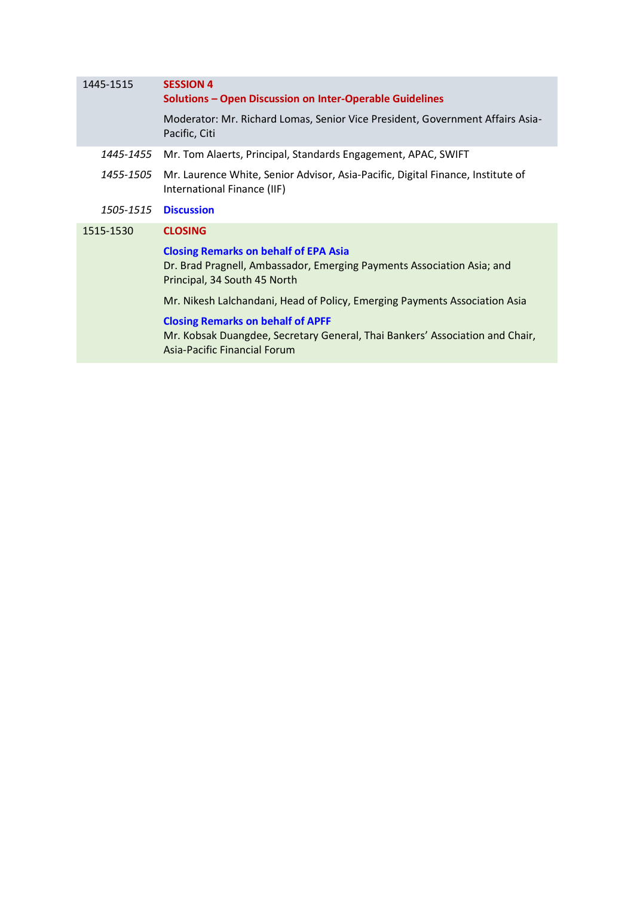| | |
|---|---|
| 1445-1515 | **SESSION 4**<br>**Solutions – Open Discussion on Inter-Operable Guidelines**<br>Moderator: Mr. Richard Lomas, Senior Vice President, Government Affairs Asia-Pacific, Citi |
| *1445-1455* | Mr. Tom Alaerts, Principal, Standards Engagement, APAC, SWIFT |
| *1455-1505* | Mr. Laurence White, Senior Advisor, Asia-Pacific, Digital Finance, Institute of International Finance (IIF) |
| *1505-1515* | **Discussion** |
| 1515-1530 | **CLOSING**<br>**Closing Remarks on behalf of EPA Asia**<br>Dr. Brad Pragnell, Ambassador, Emerging Payments Association Asia; and Principal, 34 South 45 North<br>Mr. Nikesh Lalchandani, Head of Policy, Emerging Payments Association Asia<br>**Closing Remarks on behalf of APFF**<br>Mr. Kobsak Duangdee, Secretary General, Thai Bankers' Association and Chair, Asia-Pacific Financial Forum |